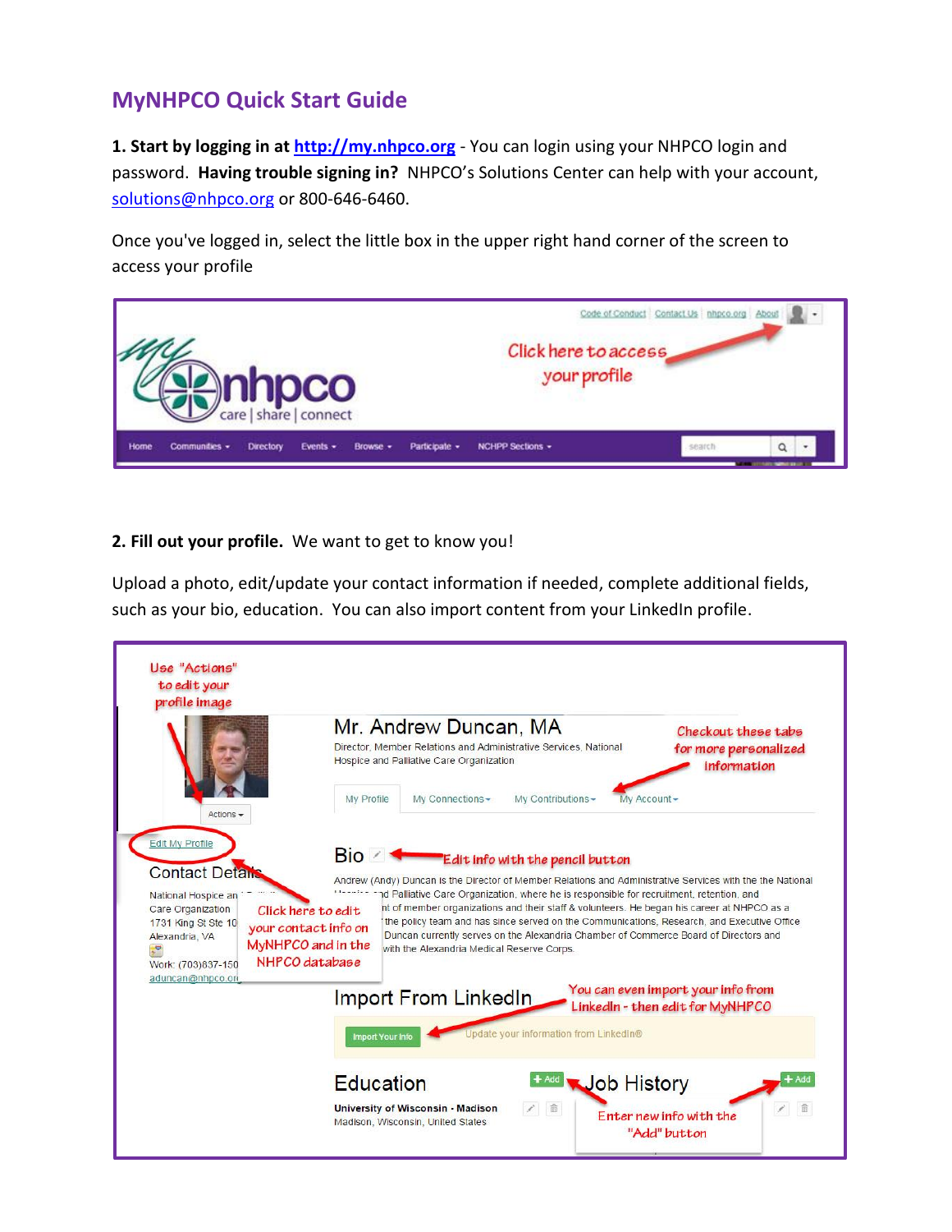# MyNHPCO Quick Start Guide

**1. Start by logging in at [http://my.nhpco.org](http://my.nhpco.org)** - You can login using your NHPCO login and password. **Having trouble signing in?** NHPCO's Solutions Center can help with your account, [solutions@nhpco.org](mailto:solutions@nhpco.org) or 800-646-6460.

Once you've logged in, select the little box in the upper right hand corner of the screen to access your profile

**2. Fill out your profile.** We want to get to know you!

Upload a photo, edit/update your contact information if needed, complete additional fields, such as your bio, education. You can also import content from your LinkedIn profile.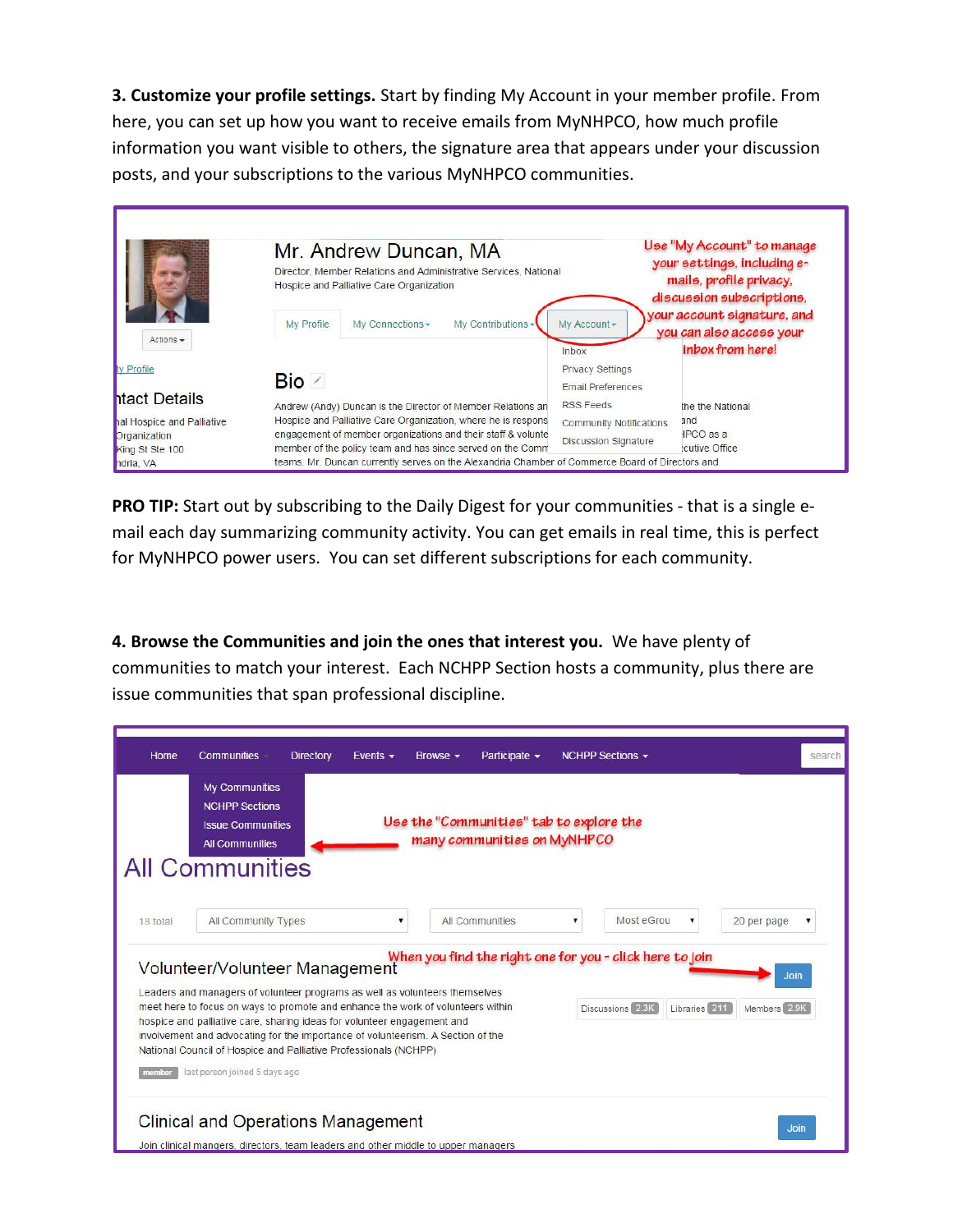**3. Customize your profile settings.** Start by finding My Account in your member profile. From here, you can set up how you want to receive emails from MyNHPCO, how much profile information you want visible to others, the signature area that appears under your discussion posts, and your subscriptions to the various MyNHPCO communities.

**PRO TIP:** Start out by subscribing to the Daily Digest for your communities - that is a single e-mail each day summarizing community activity. You can get emails in real time, this is perfect for MyNHPCO power users. You can set different subscriptions for each community.

**4. Browse the Communities and join the ones that interest you.** We have plenty of communities to match your interest. Each NCHPP Section hosts a community, plus there are issue communities that span professional discipline.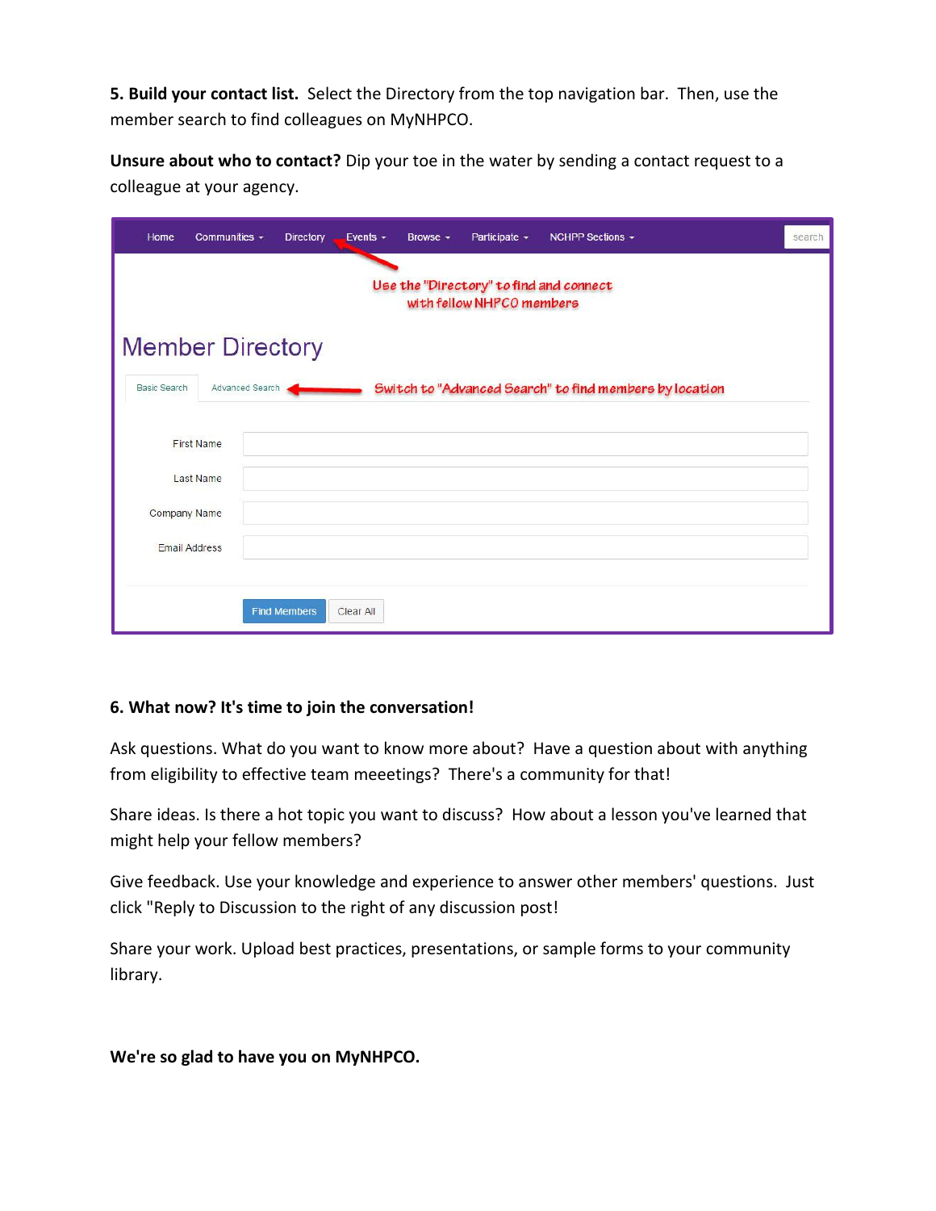**5. Build your contact list.** Select the Directory from the top navigation bar. Then, use the member search to find colleagues on MyNHPCO.

**Unsure about who to contact?** Dip your toe in the water by sending a contact request to a colleague at your agency.

Home | Communities | Directory | Events | Browse | Participate | NCHPP Sections | search

Use the "Directory" to find and connect with fellow NHPCO members

Member Directory

Basic Search | Advanced Search

Switch to "Advanced Search" to find members by location

First Name

Last Name

Company Name

Email Address

Find Members | Clear All

**6. What now? It's time to join the conversation!**

Ask questions. What do you want to know more about? Have a question about with anything from eligibility to effective team meeetings? There's a community for that!

Share ideas. Is there a hot topic you want to discuss? How about a lesson you've learned that might help your fellow members?

Give feedback. Use your knowledge and experience to answer other members' questions. Just click "Reply to Discussion to the right of any discussion post!

Share your work. Upload best practices, presentations, or sample forms to your community library.

**We're so glad to have you on MyNHPCO.**